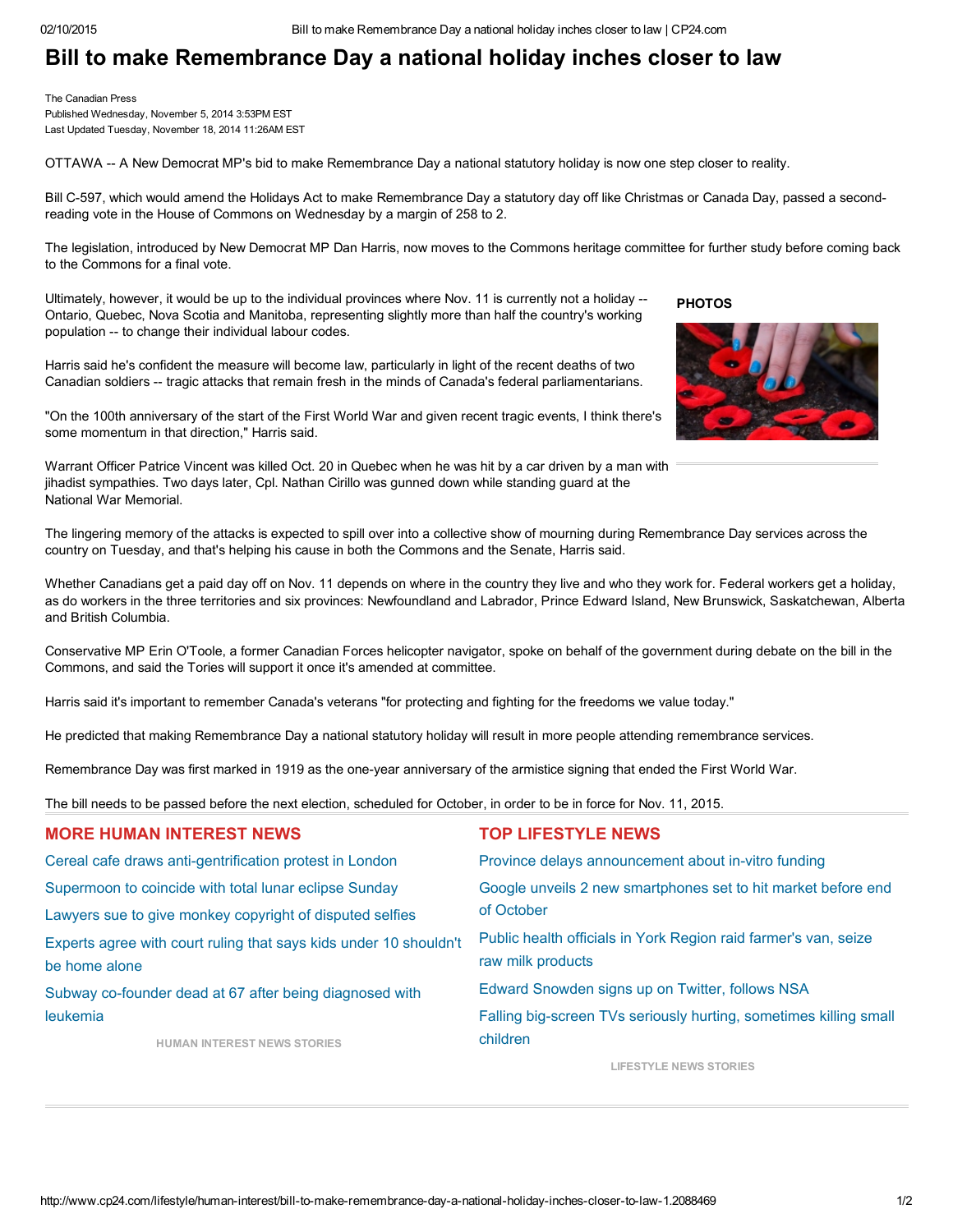# Bill to make Remembrance Day a national holiday inches closer to law

The Canadian Press
Published Wednesday, November 5, 2014 3:53PM EST
Last Updated Tuesday, November 18, 2014 11:26AM EST

OTTAWA -- A New Democrat MP's bid to make Remembrance Day a national statutory holiday is now one step closer to reality.

Bill C-597, which would amend the Holidays Act to make Remembrance Day a statutory day off like Christmas or Canada Day, passed a second-reading vote in the House of Commons on Wednesday by a margin of 258 to 2.

The legislation, introduced by New Democrat MP Dan Harris, now moves to the Commons heritage committee for further study before coming back to the Commons for a final vote.

Ultimately, however, it would be up to the individual provinces where Nov. 11 is currently not a holiday -- Ontario, Quebec, Nova Scotia and Manitoba, representing slightly more than half the country's working population -- to change their individual labour codes.

**PHOTOS**

Harris said he's confident the measure will become law, particularly in light of the recent deaths of two Canadian soldiers -- tragic attacks that remain fresh in the minds of Canada's federal parliamentarians.

"On the 100th anniversary of the start of the First World War and given recent tragic events, I think there's some momentum in that direction," Harris said.

Warrant Officer Patrice Vincent was killed Oct. 20 in Quebec when he was hit by a car driven by a man with jihadist sympathies. Two days later, Cpl. Nathan Cirillo was gunned down while standing guard at the National War Memorial.

The lingering memory of the attacks is expected to spill over into a collective show of mourning during Remembrance Day services across the country on Tuesday, and that's helping his cause in both the Commons and the Senate, Harris said.

Whether Canadians get a paid day off on Nov. 11 depends on where in the country they live and who they work for. Federal workers get a holiday, as do workers in the three territories and six provinces: Newfoundland and Labrador, Prince Edward Island, New Brunswick, Saskatchewan, Alberta and British Columbia.

Conservative MP Erin O'Toole, a former Canadian Forces helicopter navigator, spoke on behalf of the government during debate on the bill in the Commons, and said the Tories will support it once it's amended at committee.

Harris said it's important to remember Canada's veterans "for protecting and fighting for the freedoms we value today."

He predicted that making Remembrance Day a national statutory holiday will result in more people attending remembrance services.

Remembrance Day was first marked in 1919 as the one-year anniversary of the armistice signing that ended the First World War.

The bill needs to be passed before the next election, scheduled for October, in order to be in force for Nov. 11, 2015.

## MORE HUMAN INTEREST NEWS

- Cereal cafe draws anti-gentrification protest in London
- Supermoon to coincide with total lunar eclipse Sunday
- Lawyers sue to give monkey copyright of disputed selfies
- Experts agree with court ruling that says kids under 10 shouldn't be home alone
- Subway co-founder dead at 67 after being diagnosed with leukemia

HUMAN INTEREST NEWS STORIES

## TOP LIFESTYLE NEWS

- Province delays announcement about in-vitro funding
- Google unveils 2 new smartphones set to hit market before end of October
- Public health officials in York Region raid farmer's van, seize raw milk products
- Edward Snowden signs up on Twitter, follows NSA
- Falling big-screen TVs seriously hurting, sometimes killing small children

LIFESTYLE NEWS STORIES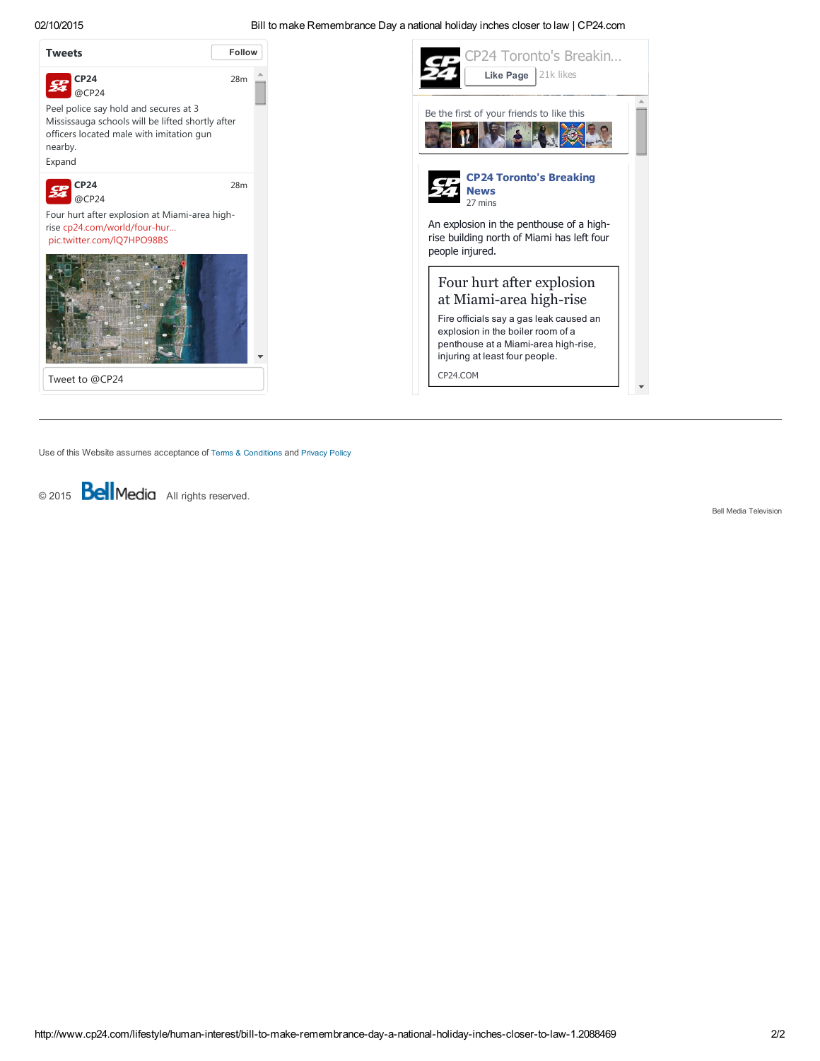**Tweets** Follow

**CP24** @CP24 28m

Peel police say hold and secures at 3 Mississauga schools will be lifted shortly after officers located male with imitation gun nearby.

Expand

**CP24** @CP24 28m

Four hurt after explosion at Miami-area high-rise cp24.com/world/four-hur... pic.twitter.com/lQ7HPO98BS

Tweet to @CP24

CP24 Toronto's Breakin...

Like Page 21k likes

Be the first of your friends to like this

**CP24 Toronto's Breaking News**
27 mins

An explosion in the penthouse of a high-rise building north of Miami has left four people injured.

**Four hurt after explosion at Miami-area high-rise**

Fire officials say a gas leak caused an explosion in the boiler room of a penthouse at a Miami-area high-rise, injuring at least four people.

CP24.COM

---

Use of this Website assumes acceptance of Terms & Conditions and Privacy Policy

© 2015 BellMedia All rights reserved.

Bell Media Television